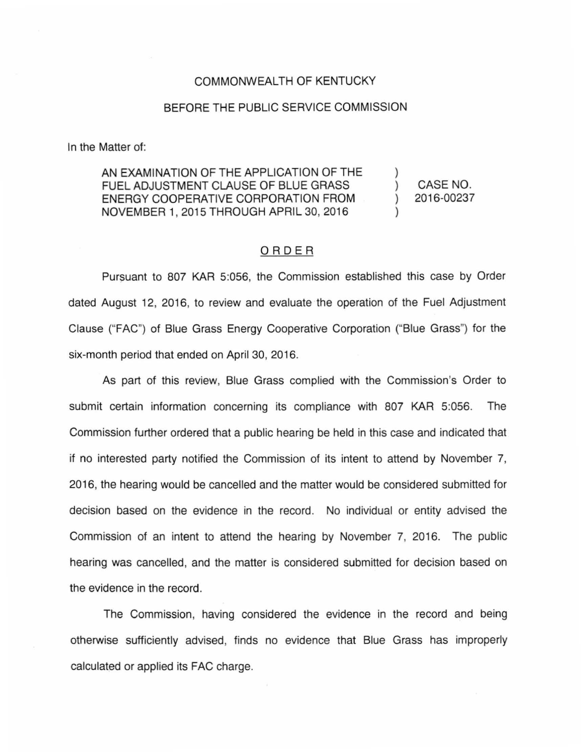COMMONWEALTH OF KENTUCKY

BEFORE THE PUBLIC SERVICE COMMISSION

In the Matter of:

| | | |
|---|---|---|
| AN EXAMINATION OF THE APPLICATION OF THE FUEL ADJUSTMENT CLAUSE OF BLUE GRASS ENERGY COOPERATIVE CORPORATION FROM NOVEMBER 1, 2015 THROUGH APRIL 30, 2016 | ) ) ) ) | CASE NO. 2016-00237 |

## ORDER

Pursuant to 807 KAR 5:056, the Commission established this case by Order dated August 12, 2016, to review and evaluate the operation of the Fuel Adjustment Clause ("FAC") of Blue Grass Energy Cooperative Corporation ("Blue Grass") for the six-month period that ended on April 30, 2016.

As part of this review, Blue Grass complied with the Commission's Order to submit certain information concerning its compliance with 807 KAR 5:056. The Commission further ordered that a public hearing be held in this case and indicated that if no interested party notified the Commission of its intent to attend by November 7, 2016, the hearing would be cancelled and the matter would be considered submitted for decision based on the evidence in the record. No individual or entity advised the Commission of an intent to attend the hearing by November 7, 2016. The public hearing was cancelled, and the matter is considered submitted for decision based on the evidence in the record.

The Commission, having considered the evidence in the record and being otherwise sufficiently advised, finds no evidence that Blue Grass has improperly calculated or applied its FAC charge.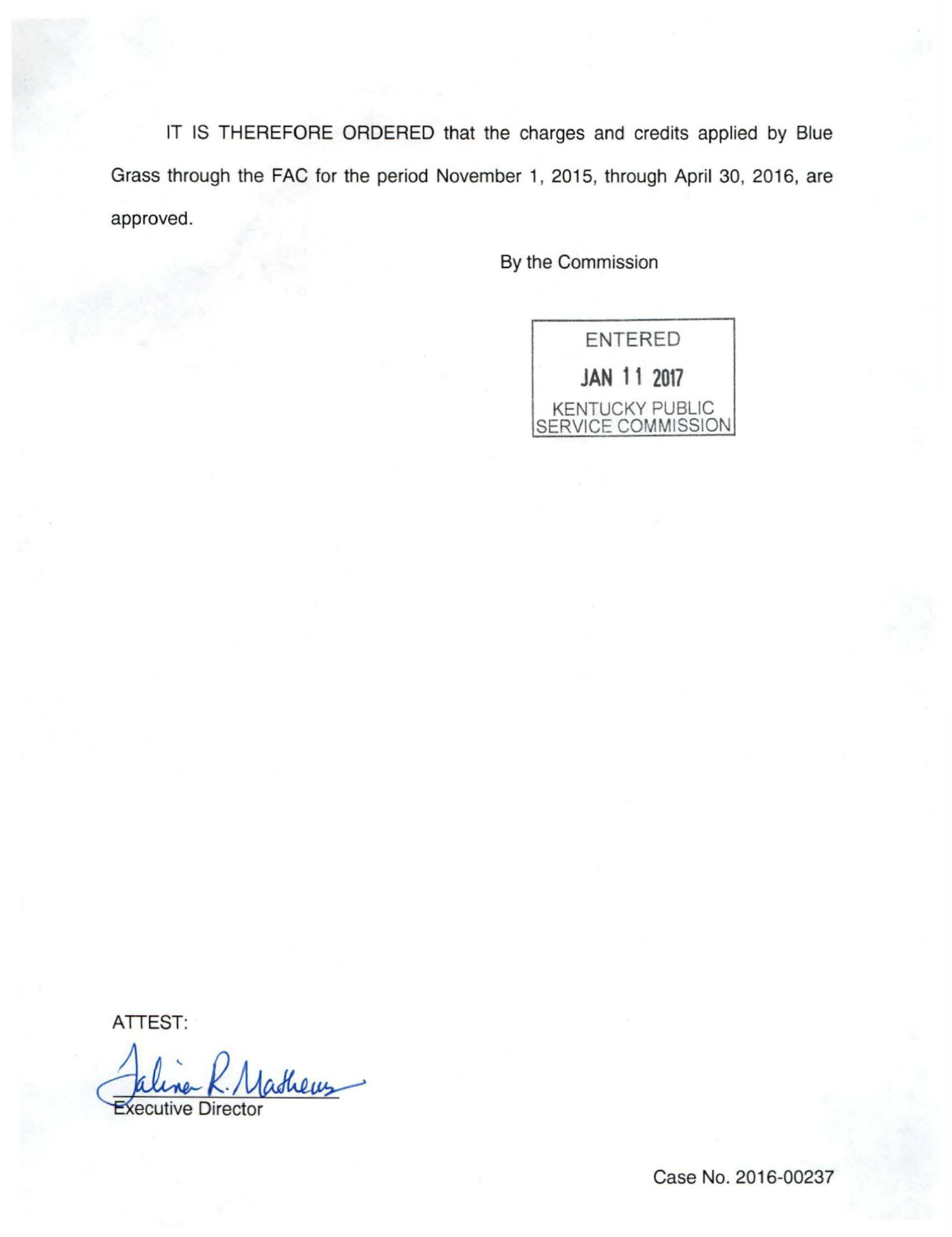IT IS THEREFORE ORDERED that the charges and credits applied by Blue Grass through the FAC for the period November 1, 2015, through April 30, 2016, are approved.

By the Commission

ENTERED
JAN 11 2017
KENTUCKY PUBLIC SERVICE COMMISSION

ATTEST:

Executive Director

Case No. 2016-00237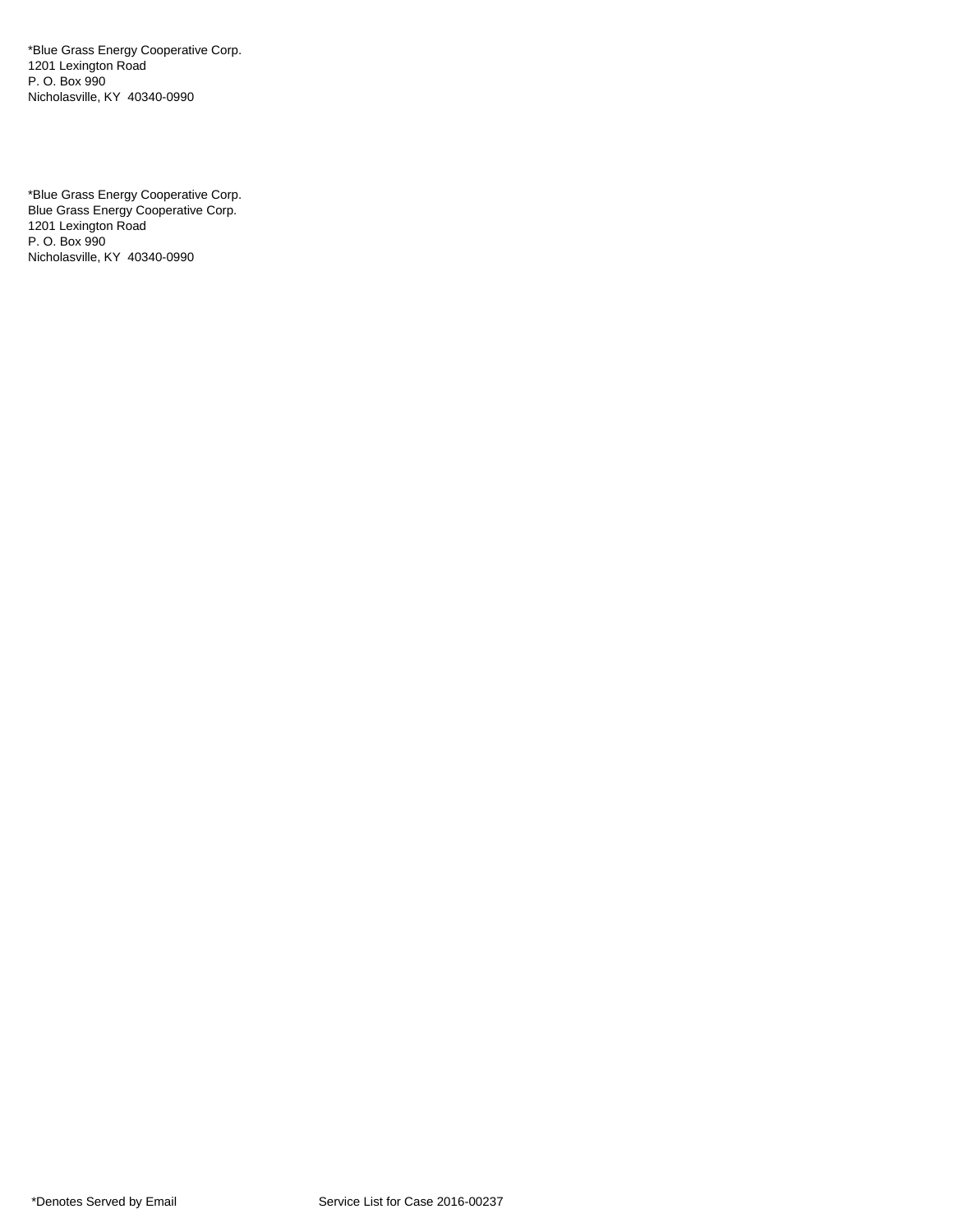*Blue Grass Energy Cooperative Corp.
1201 Lexington Road
P. O. Box 990
Nicholasville, KY 40340-0990

*Blue Grass Energy Cooperative Corp.
Blue Grass Energy Cooperative Corp.
1201 Lexington Road
P. O. Box 990
Nicholasville, KY 40340-0990

*Denotes Served by Email

Service List for Case 2016-00237